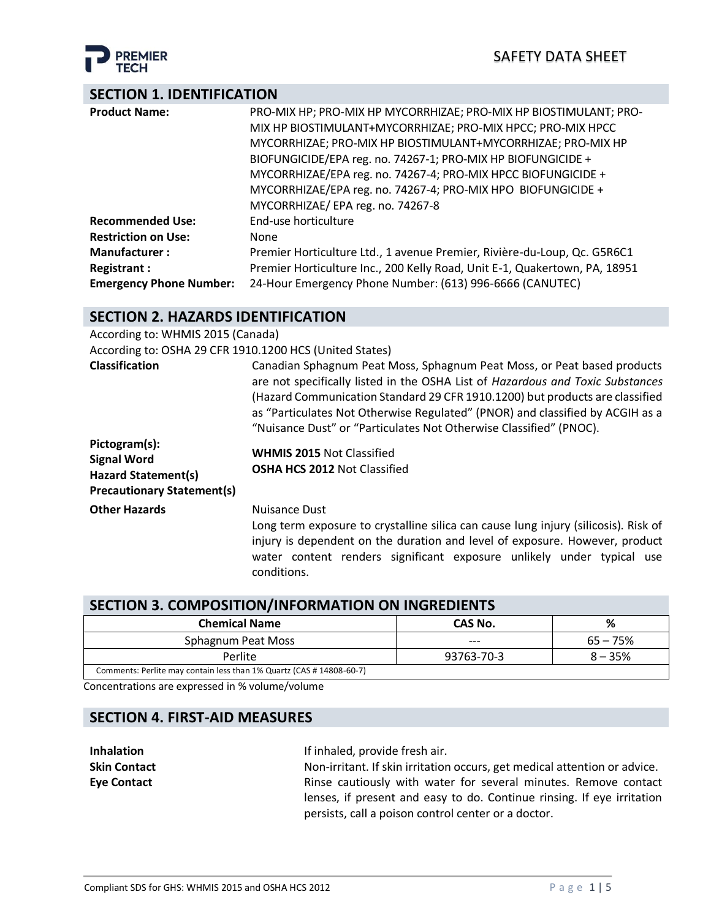PREMIER TECH

# SAFETY DATA SHEET

## SECTION 1. IDENTIFICATION

**Product Name:** PRO-MIX HP; PRO-MIX HP MYCORRHIZAE; PRO-MIX HP BIOSTIMULANT; PRO-MIX HP BIOSTIMULANT+MYCORRHIZAE; PRO-MIX HPCC; PRO-MIX HPCC MYCORRHIZAE; PRO-MIX HP BIOSTIMULANT+MYCORRHIZAE; PRO-MIX HP BIOFUNGICIDE/EPA reg. no. 74267-1; PRO-MIX HP BIOFUNGICIDE + MYCORRHIZAE/EPA reg. no. 74267-4; PRO-MIX HPCC BIOFUNGICIDE + MYCORRHIZAE/EPA reg. no. 74267-4; PRO-MIX HPO BIOFUNGICIDE + MYCORRHIZAE/ EPA reg. no. 74267-8

**Recommended Use:** End-use horticulture

**Restriction on Use:** None

**Manufacturer :** Premier Horticulture Ltd., 1 avenue Premier, Rivière-du-Loup, Qc. G5R6C1

**Registrant :** Premier Horticulture Inc., 200 Kelly Road, Unit E-1, Quakertown, PA, 18951

**Emergency Phone Number:** 24-Hour Emergency Phone Number: (613) 996-6666 (CANUTEC)

## SECTION 2. HAZARDS IDENTIFICATION

According to: WHMIS 2015 (Canada)

According to: OSHA 29 CFR 1910.1200 HCS (United States)

**Classification** Canadian Sphagnum Peat Moss, Sphagnum Peat Moss, or Peat based products are not specifically listed in the OSHA List of *Hazardous and Toxic Substances* (Hazard Communication Standard 29 CFR 1910.1200) but products are classified as "Particulates Not Otherwise Regulated" (PNOR) and classified by ACGIH as a "Nuisance Dust" or "Particulates Not Otherwise Classified" (PNOC).

**Pictogram(s):**
**Signal Word**
**Hazard Statement(s)**
**Precautionary Statement(s)**

**WHMIS 2015** Not Classified
**OSHA HCS 2012** Not Classified

**Other Hazards** Nuisance Dust

Long term exposure to crystalline silica can cause lung injury (silicosis). Risk of injury is dependent on the duration and level of exposure. However, product water content renders significant exposure unlikely under typical use conditions.

## SECTION 3. COMPOSITION/INFORMATION ON INGREDIENTS

| Chemical Name | CAS No. | % |
|---|---|---|
| Sphagnum Peat Moss | --- | 65 – 75% |
| Perlite | 93763-70-3 | 8 – 35% |
| Comments: Perlite may contain less than 1% Quartz (CAS # 14808-60-7) | | |

Concentrations are expressed in % volume/volume

## SECTION 4. FIRST-AID MEASURES

**Inhalation** If inhaled, provide fresh air.

**Skin Contact** Non-irritant. If skin irritation occurs, get medical attention or advice.

**Eye Contact** Rinse cautiously with water for several minutes. Remove contact lenses, if present and easy to do. Continue rinsing. If eye irritation persists, call a poison control center or a doctor.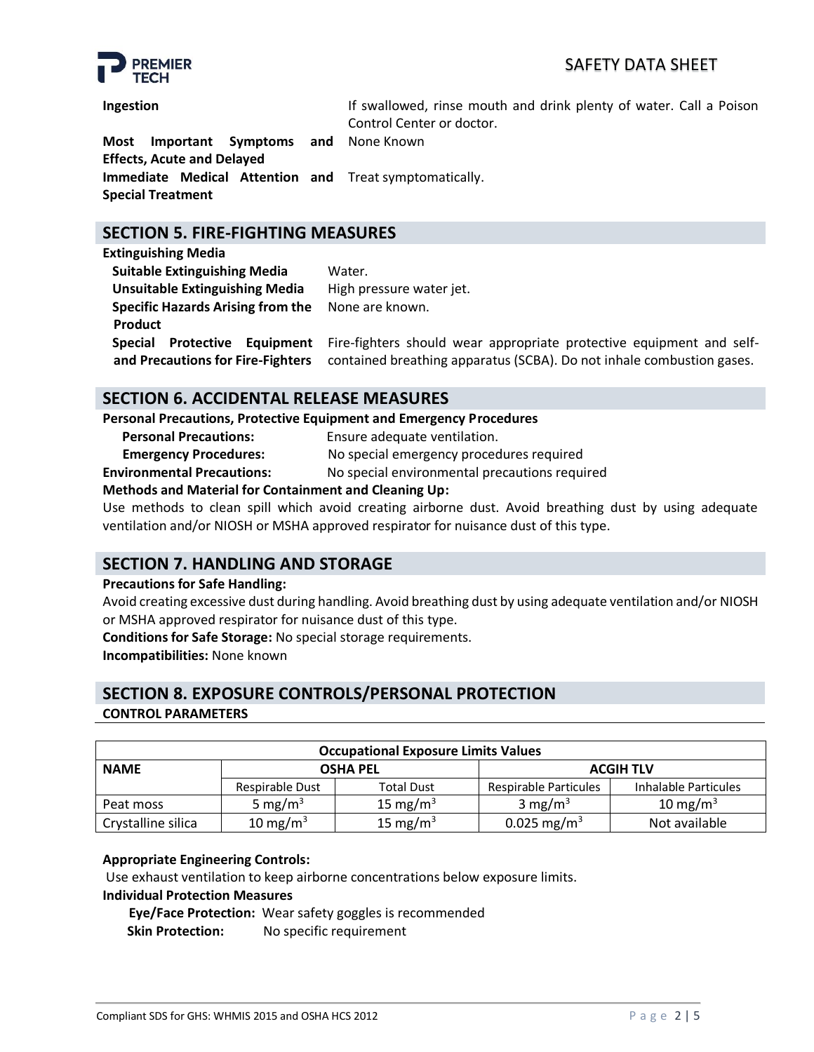**Ingestion** If swallowed, rinse mouth and drink plenty of water. Call a Poison Control Center or doctor.

**Most Important Symptoms and Effects, Acute and Delayed** None Known

**Immediate Medical Attention and Special Treatment** Treat symptomatically.

## SECTION 5. FIRE-FIGHTING MEASURES

**Extinguishing Media**

**Suitable Extinguishing Media** Water.

**Unsuitable Extinguishing Media** High pressure water jet.

**Specific Hazards Arising from the Product** None are known.

**Special Protective Equipment and Precautions for Fire-Fighters** Fire-fighters should wear appropriate protective equipment and self-contained breathing apparatus (SCBA). Do not inhale combustion gases.

## SECTION 6. ACCIDENTAL RELEASE MEASURES

**Personal Precautions, Protective Equipment and Emergency Procedures**

**Personal Precautions:** Ensure adequate ventilation.

**Emergency Procedures:** No special emergency procedures required

**Environmental Precautions:** No special environmental precautions required

**Methods and Material for Containment and Cleaning Up:**

Use methods to clean spill which avoid creating airborne dust. Avoid breathing dust by using adequate ventilation and/or NIOSH or MSHA approved respirator for nuisance dust of this type.

## SECTION 7. HANDLING AND STORAGE

**Precautions for Safe Handling:**

Avoid creating excessive dust during handling. Avoid breathing dust by using adequate ventilation and/or NIOSH or MSHA approved respirator for nuisance dust of this type.

**Conditions for Safe Storage:** No special storage requirements.

**Incompatibilities:** None known

## SECTION 8. EXPOSURE CONTROLS/PERSONAL PROTECTION

**CONTROL PARAMETERS**

| Occupational Exposure Limits Values | | | | |
|---|---|---|---|---|
| **NAME** | **OSHA PEL** | | **ACGIH TLV** | |
| | Respirable Dust | Total Dust | Respirable Particules | Inhalable Particules |
| Peat moss | 5 $mg/m^3$ | 15 $mg/m^3$ | 3 $mg/m^3$ | 10 $mg/m^3$ |
| Crystalline silica | 10 $mg/m^3$ | 15 $mg/m^3$ | 0.025 $mg/m^3$ | Not available |

**Appropriate Engineering Controls:**

Use exhaust ventilation to keep airborne concentrations below exposure limits.

**Individual Protection Measures**

**Eye/Face Protection:** Wear safety goggles is recommended

**Skin Protection:** No specific requirement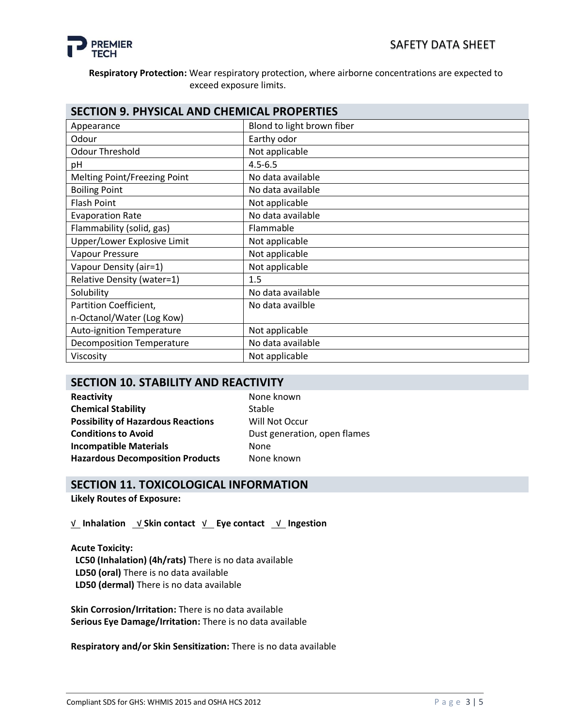**Respiratory Protection:** Wear respiratory protection, where airborne concentrations are expected to exceed exposure limits.

## SECTION 9. PHYSICAL AND CHEMICAL PROPERTIES

| | |
|---|---|
| Appearance | Blond to light brown fiber |
| Odour | Earthy odor |
| Odour Threshold | Not applicable |
| pH | 4.5-6.5 |
| Melting Point/Freezing Point | No data available |
| Boiling Point | No data available |
| Flash Point | Not applicable |
| Evaporation Rate | No data available |
| Flammability (solid, gas) | Flammable |
| Upper/Lower Explosive Limit | Not applicable |
| Vapour Pressure | Not applicable |
| Vapour Density (air=1) | Not applicable |
| Relative Density (water=1) | 1.5 |
| Solubility | No data available |
| Partition Coefficient, n-Octanol/Water (Log Kow) | No data availble |
| Auto-ignition Temperature | Not applicable |
| Decomposition Temperature | No data available |
| Viscosity | Not applicable |

## SECTION 10. STABILITY AND REACTIVITY

| | |
|---|---|
| **Reactivity** | None known |
| **Chemical Stability** | Stable |
| **Possibility of Hazardous Reactions** | Will Not Occur |
| **Conditions to Avoid** | Dust generation, open flames |
| **Incompatible Materials** | None |
| **Hazardous Decomposition Products** | None known |

## SECTION 11. TOXICOLOGICAL INFORMATION

**Likely Routes of Exposure:**

**√ Inhalation √ Skin contact √ Eye contact √ Ingestion**

**Acute Toxicity:**

**LC50 (Inhalation) (4h/rats)** There is no data available
**LD50 (oral)** There is no data available
**LD50 (dermal)** There is no data available

**Skin Corrosion/Irritation:** There is no data available
**Serious Eye Damage/Irritation:** There is no data available

**Respiratory and/or Skin Sensitization:** There is no data available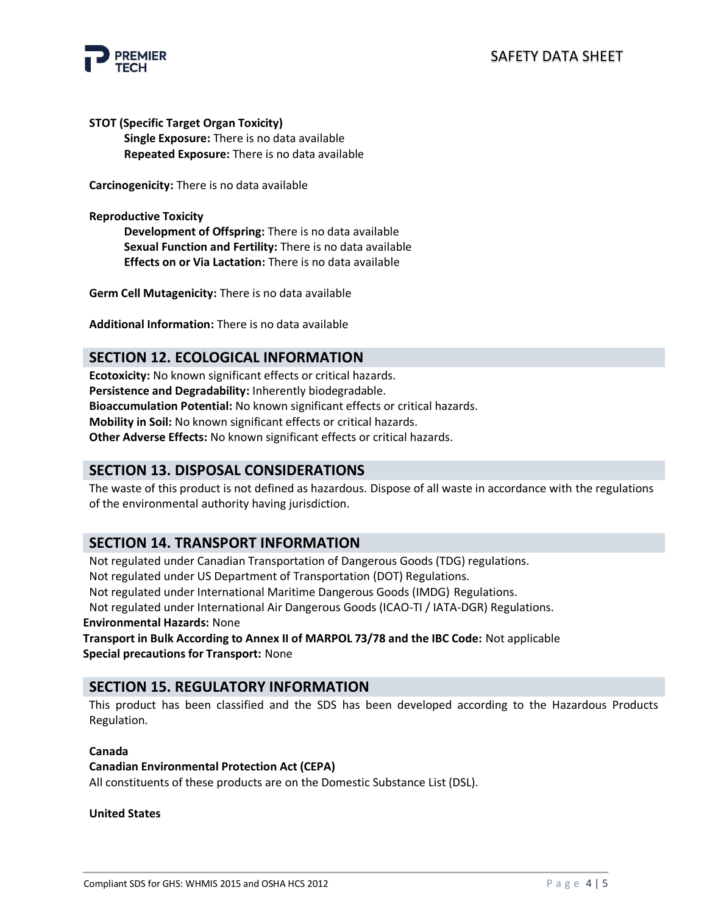**STOT (Specific Target Organ Toxicity)**

**Single Exposure:** There is no data available
**Repeated Exposure:** There is no data available

**Carcinogenicity:** There is no data available

**Reproductive Toxicity**

**Development of Offspring:** There is no data available
**Sexual Function and Fertility:** There is no data available
**Effects on or Via Lactation:** There is no data available

**Germ Cell Mutagenicity:** There is no data available

**Additional Information:** There is no data available

## SECTION 12. ECOLOGICAL INFORMATION

**Ecotoxicity:** No known significant effects or critical hazards.
**Persistence and Degradability:** Inherently biodegradable.
**Bioaccumulation Potential:** No known significant effects or critical hazards.
**Mobility in Soil:** No known significant effects or critical hazards.
**Other Adverse Effects:** No known significant effects or critical hazards.

## SECTION 13. DISPOSAL CONSIDERATIONS

The waste of this product is not defined as hazardous. Dispose of all waste in accordance with the regulations of the environmental authority having jurisdiction.

## SECTION 14. TRANSPORT INFORMATION

Not regulated under Canadian Transportation of Dangerous Goods (TDG) regulations.
Not regulated under US Department of Transportation (DOT) Regulations.
Not regulated under International Maritime Dangerous Goods (IMDG) Regulations.
Not regulated under International Air Dangerous Goods (ICAO-TI / IATA-DGR) Regulations.
**Environmental Hazards:** None
**Transport in Bulk According to Annex II of MARPOL 73/78 and the IBC Code:** Not applicable
**Special precautions for Transport:** None

## SECTION 15. REGULATORY INFORMATION

This product has been classified and the SDS has been developed according to the Hazardous Products Regulation.

**Canada**

**Canadian Environmental Protection Act (CEPA)**

All constituents of these products are on the Domestic Substance List (DSL).

**United States**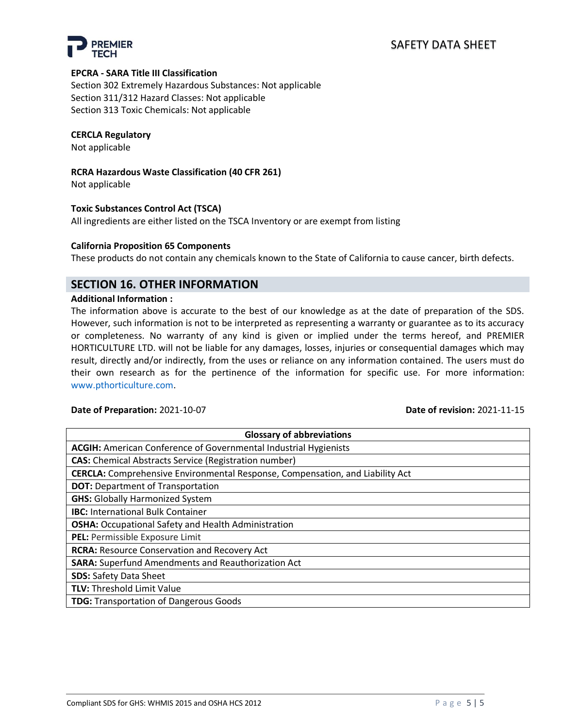**EPCRA - SARA Title III Classification**

Section 302 Extremely Hazardous Substances: Not applicable
Section 311/312 Hazard Classes: Not applicable
Section 313 Toxic Chemicals: Not applicable

**CERCLA Regulatory**

Not applicable

**RCRA Hazardous Waste Classification (40 CFR 261)**

Not applicable

**Toxic Substances Control Act (TSCA)**

All ingredients are either listed on the TSCA Inventory or are exempt from listing

**California Proposition 65 Components**

These products do not contain any chemicals known to the State of California to cause cancer, birth defects.

## SECTION 16. OTHER INFORMATION

**Additional Information :**

The information above is accurate to the best of our knowledge as at the date of preparation of the SDS. However, such information is not to be interpreted as representing a warranty or guarantee as to its accuracy or completeness. No warranty of any kind is given or implied under the terms hereof, and PREMIER HORTICULTURE LTD. will not be liable for any damages, losses, injuries or consequential damages which may result, directly and/or indirectly, from the uses or reliance on any information contained. The users must do their own research as for the pertinence of the information for specific use. For more information: www.pthorticulture.com.

**Date of Preparation:** 2021-10-07 **Date of revision:** 2021-11-15

| Glossary of abbreviations |
|---|
| **ACGIH:** American Conference of Governmental Industrial Hygienists |
| **CAS:** Chemical Abstracts Service (Registration number) |
| **CERCLA:** Comprehensive Environmental Response, Compensation, and Liability Act |
| **DOT:** Department of Transportation |
| **GHS:** Globally Harmonized System |
| **IBC:** International Bulk Container |
| **OSHA:** Occupational Safety and Health Administration |
| **PEL:** Permissible Exposure Limit |
| **RCRA:** Resource Conservation and Recovery Act |
| **SARA:** Superfund Amendments and Reauthorization Act |
| **SDS:** Safety Data Sheet |
| **TLV:** Threshold Limit Value |
| **TDG:** Transportation of Dangerous Goods |